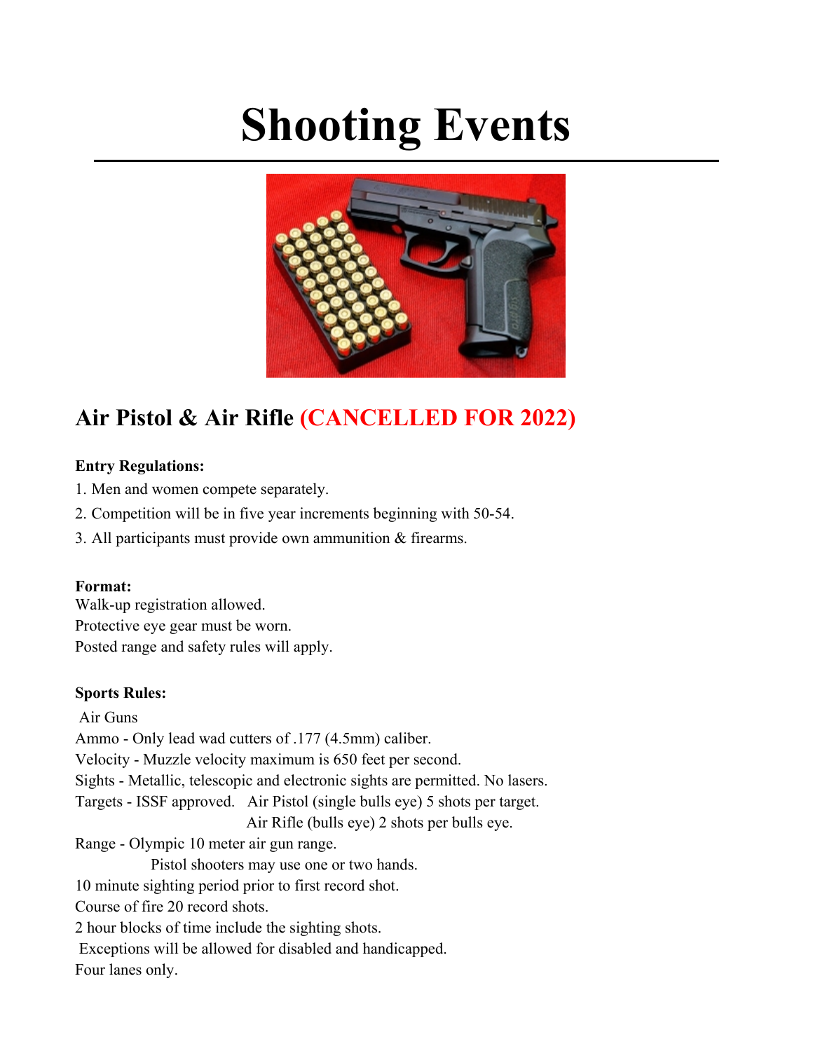# Shooting Events

## Air Pistol & Air Rifle (CANCELLED FOR 2022)

**Entry Regulations:**

1. Men and women compete separately.
2. Competition will be in five year increments beginning with 50-54.
3. All participants must provide own ammunition & firearms.

**Format:**

Walk-up registration allowed.
Protective eye gear must be worn.
Posted range and safety rules will apply.

**Sports Rules:**

Air Guns
Ammo - Only lead wad cutters of .177 (4.5mm) caliber.
Velocity - Muzzle velocity maximum is 650 feet per second.
Sights - Metallic, telescopic and electronic sights are permitted. No lasers.
Targets - ISSF approved. Air Pistol (single bulls eye) 5 shots per target.
Air Rifle (bulls eye) 2 shots per bulls eye.
Range - Olympic 10 meter air gun range.
Pistol shooters may use one or two hands.
10 minute sighting period prior to first record shot.
Course of fire 20 record shots.
2 hour blocks of time include the sighting shots.
Exceptions will be allowed for disabled and handicapped.
Four lanes only.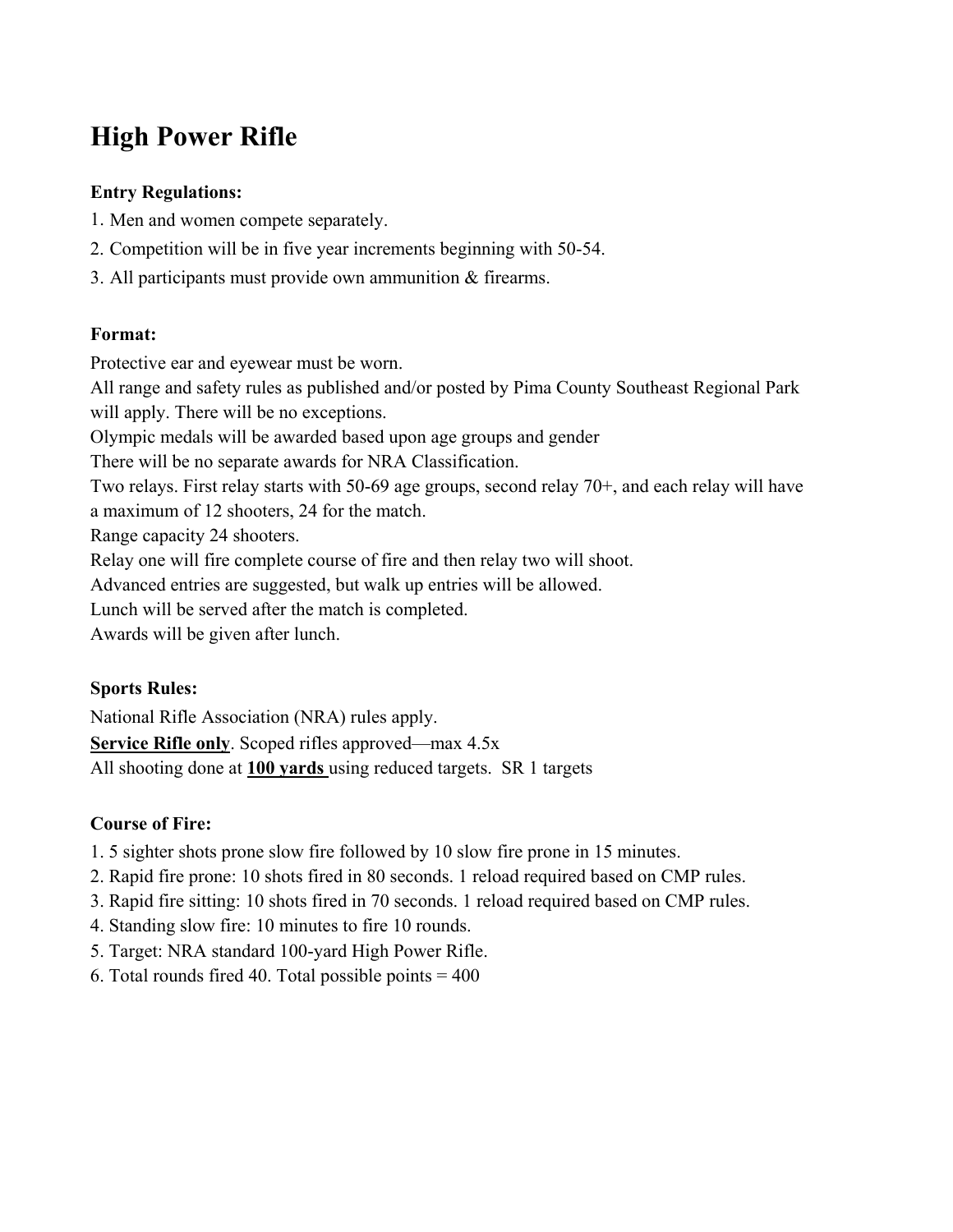# High Power Rifle

**Entry Regulations:**

1. Men and women compete separately.
2. Competition will be in five year increments beginning with 50-54.
3. All participants must provide own ammunition & firearms.

**Format:**

Protective ear and eyewear must be worn.
All range and safety rules as published and/or posted by Pima County Southeast Regional Park will apply. There will be no exceptions.
Olympic medals will be awarded based upon age groups and gender
There will be no separate awards for NRA Classification.
Two relays. First relay starts with 50-69 age groups, second relay 70+, and each relay will have a maximum of 12 shooters, 24 for the match.
Range capacity 24 shooters.
Relay one will fire complete course of fire and then relay two will shoot.
Advanced entries are suggested, but walk up entries will be allowed.
Lunch will be served after the match is completed.
Awards will be given after lunch.

**Sports Rules:**

National Rifle Association (NRA) rules apply.
**Service Rifle only**. Scoped rifles approved—max 4.5x
All shooting done at **100 yards** using reduced targets. SR 1 targets

**Course of Fire:**

1. 5 sighter shots prone slow fire followed by 10 slow fire prone in 15 minutes.
2. Rapid fire prone: 10 shots fired in 80 seconds. 1 reload required based on CMP rules.
3. Rapid fire sitting: 10 shots fired in 70 seconds. 1 reload required based on CMP rules.
4. Standing slow fire: 10 minutes to fire 10 rounds.
5. Target: NRA standard 100-yard High Power Rifle.
6. Total rounds fired 40. Total possible points = 400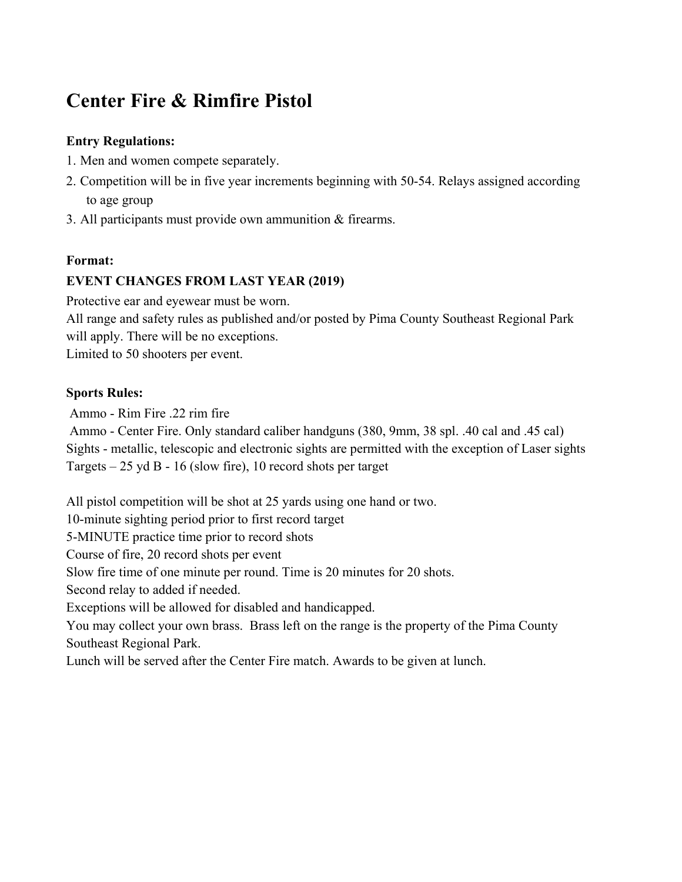# Center Fire & Rimfire Pistol

**Entry Regulations:**

1. Men and women compete separately.
2. Competition will be in five year increments beginning with 50-54. Relays assigned according to age group
3. All participants must provide own ammunition & firearms.

**Format:**

**EVENT CHANGES FROM LAST YEAR (2019)**

Protective ear and eyewear must be worn.
All range and safety rules as published and/or posted by Pima County Southeast Regional Park will apply. There will be no exceptions.
Limited to 50 shooters per event.

**Sports Rules:**

Ammo - Rim Fire .22 rim fire
Ammo - Center Fire. Only standard caliber handguns (380, 9mm, 38 spl. .40 cal and .45 cal)
Sights - metallic, telescopic and electronic sights are permitted with the exception of Laser sights
Targets – 25 yd B - 16 (slow fire), 10 record shots per target

All pistol competition will be shot at 25 yards using one hand or two.
10-minute sighting period prior to first record target
5-MINUTE practice time prior to record shots
Course of fire, 20 record shots per event
Slow fire time of one minute per round. Time is 20 minutes for 20 shots.
Second relay to added if needed.
Exceptions will be allowed for disabled and handicapped.
You may collect your own brass. Brass left on the range is the property of the Pima County Southeast Regional Park.
Lunch will be served after the Center Fire match. Awards to be given at lunch.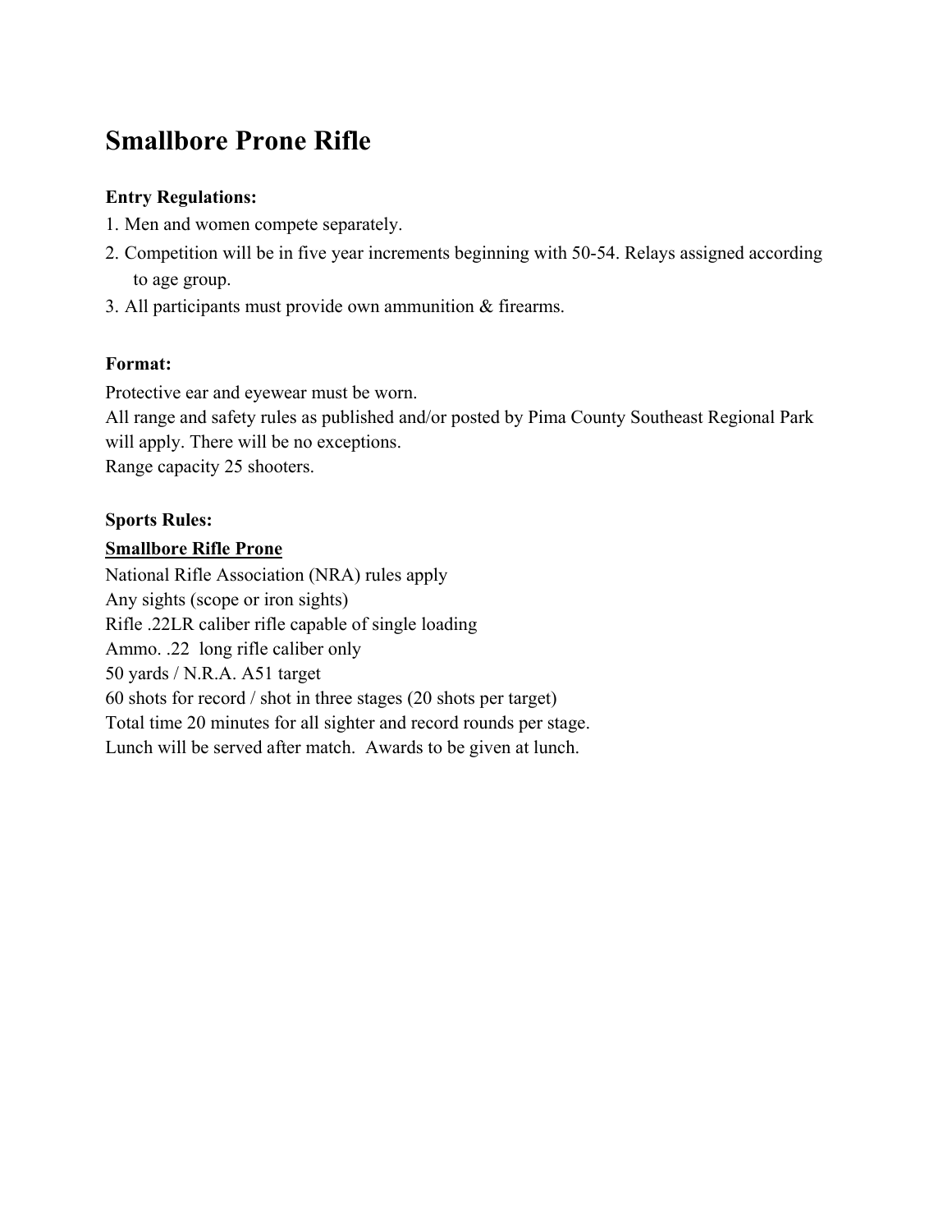# Smallbore Prone Rifle

**Entry Regulations:**

1. Men and women compete separately.
2. Competition will be in five year increments beginning with 50-54. Relays assigned according to age group.
3. All participants must provide own ammunition & firearms.

**Format:**

Protective ear and eyewear must be worn.
All range and safety rules as published and/or posted by Pima County Southeast Regional Park will apply. There will be no exceptions.
Range capacity 25 shooters.

**Sports Rules:**

**<u>Smallbore Rifle Prone</u>**

National Rifle Association (NRA) rules apply
Any sights (scope or iron sights)
Rifle .22LR caliber rifle capable of single loading
Ammo. .22 long rifle caliber only
50 yards / N.R.A. A51 target
60 shots for record / shot in three stages (20 shots per target)
Total time 20 minutes for all sighter and record rounds per stage.
Lunch will be served after match. Awards to be given at lunch.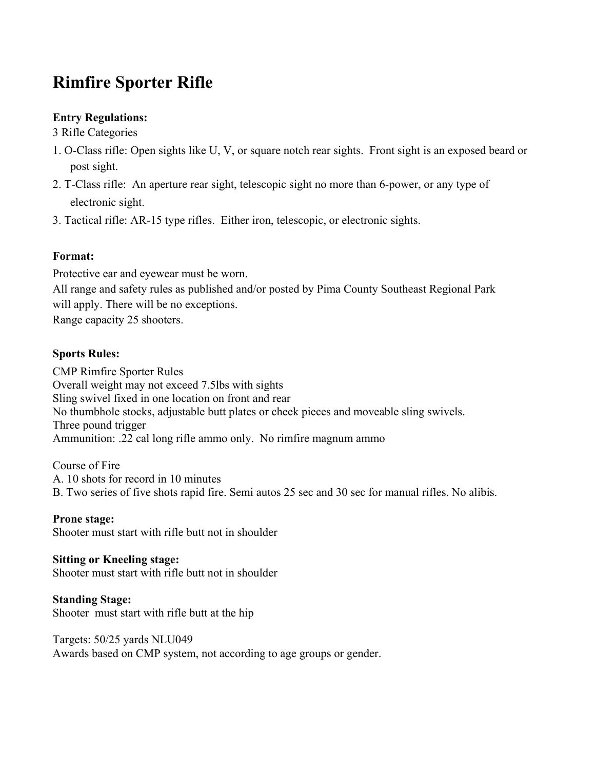# Rimfire Sporter Rifle

**Entry Regulations:**

3 Rifle Categories

1. O-Class rifle: Open sights like U, V, or square notch rear sights. Front sight is an exposed beard or post sight.
2. T-Class rifle: An aperture rear sight, telescopic sight no more than 6-power, or any type of electronic sight.
3. Tactical rifle: AR-15 type rifles. Either iron, telescopic, or electronic sights.

**Format:**

Protective ear and eyewear must be worn.
All range and safety rules as published and/or posted by Pima County Southeast Regional Park will apply. There will be no exceptions.
Range capacity 25 shooters.

**Sports Rules:**

CMP Rimfire Sporter Rules
Overall weight may not exceed 7.5lbs with sights
Sling swivel fixed in one location on front and rear
No thumbhole stocks, adjustable butt plates or cheek pieces and moveable sling swivels.
Three pound trigger
Ammunition: .22 cal long rifle ammo only. No rimfire magnum ammo

Course of Fire
A. 10 shots for record in 10 minutes
B. Two series of five shots rapid fire. Semi autos 25 sec and 30 sec for manual rifles. No alibis.

**Prone stage:**
Shooter must start with rifle butt not in shoulder

**Sitting or Kneeling stage:**
Shooter must start with rifle butt not in shoulder

**Standing Stage:**
Shooter must start with rifle butt at the hip

Targets: 50/25 yards NLU049
Awards based on CMP system, not according to age groups or gender.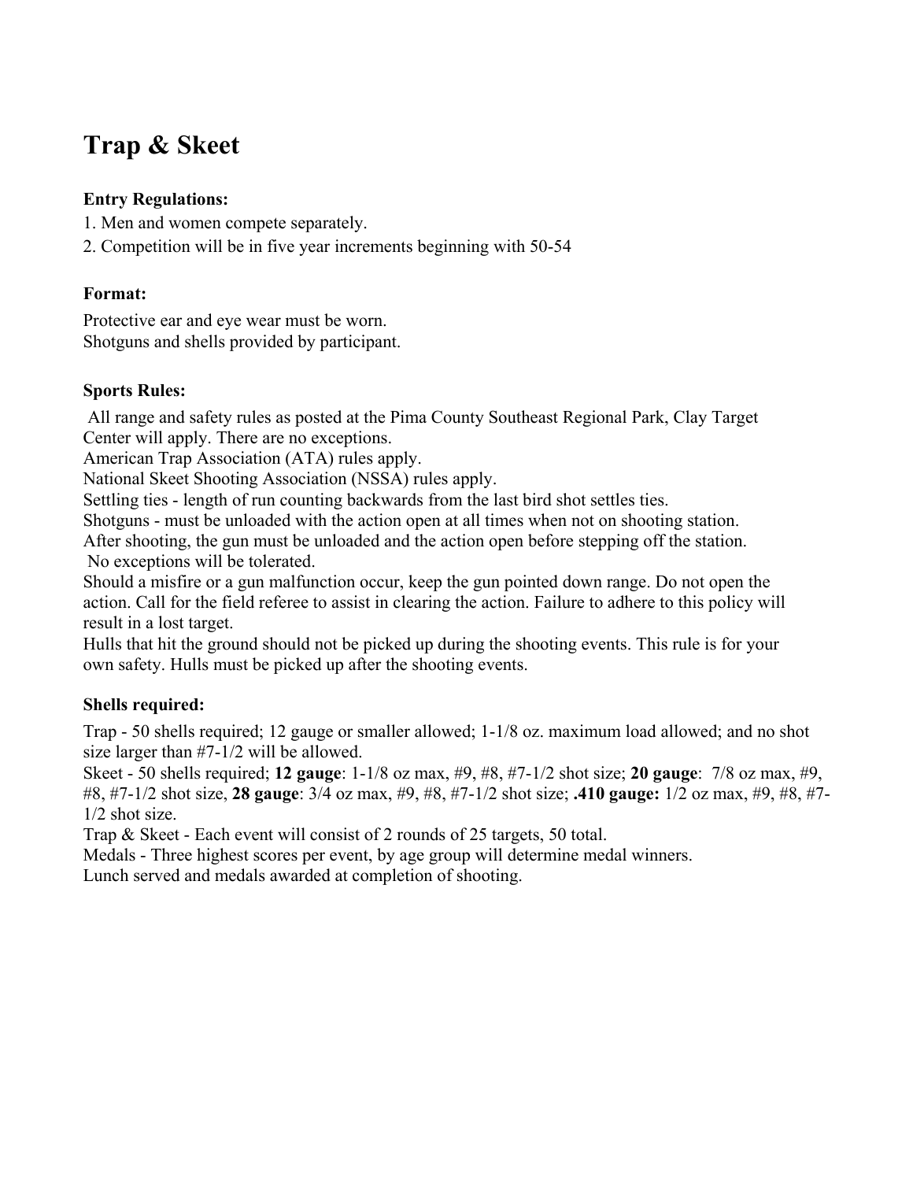# Trap & Skeet

**Entry Regulations:**

1. Men and women compete separately.
2. Competition will be in five year increments beginning with 50-54

**Format:**

Protective ear and eye wear must be worn.
Shotguns and shells provided by participant.

**Sports Rules:**

All range and safety rules as posted at the Pima County Southeast Regional Park, Clay Target Center will apply. There are no exceptions.
American Trap Association (ATA) rules apply.
National Skeet Shooting Association (NSSA) rules apply.
Settling ties - length of run counting backwards from the last bird shot settles ties.
Shotguns - must be unloaded with the action open at all times when not on shooting station.
After shooting, the gun must be unloaded and the action open before stepping off the station.
No exceptions will be tolerated.
Should a misfire or a gun malfunction occur, keep the gun pointed down range. Do not open the action. Call for the field referee to assist in clearing the action. Failure to adhere to this policy will result in a lost target.
Hulls that hit the ground should not be picked up during the shooting events. This rule is for your own safety. Hulls must be picked up after the shooting events.

**Shells required:**

Trap - 50 shells required; 12 gauge or smaller allowed; 1-1/8 oz. maximum load allowed; and no shot size larger than #7-1/2 will be allowed.
Skeet - 50 shells required; **12 gauge**: 1-1/8 oz max, #9, #8, #7-1/2 shot size; **20 gauge**: 7/8 oz max, #9, #8, #7-1/2 shot size, **28 gauge**: 3/4 oz max, #9, #8, #7-1/2 shot size; **.410 gauge:** 1/2 oz max, #9, #8, #7-1/2 shot size.
Trap & Skeet - Each event will consist of 2 rounds of 25 targets, 50 total.
Medals - Three highest scores per event, by age group will determine medal winners.
Lunch served and medals awarded at completion of shooting.